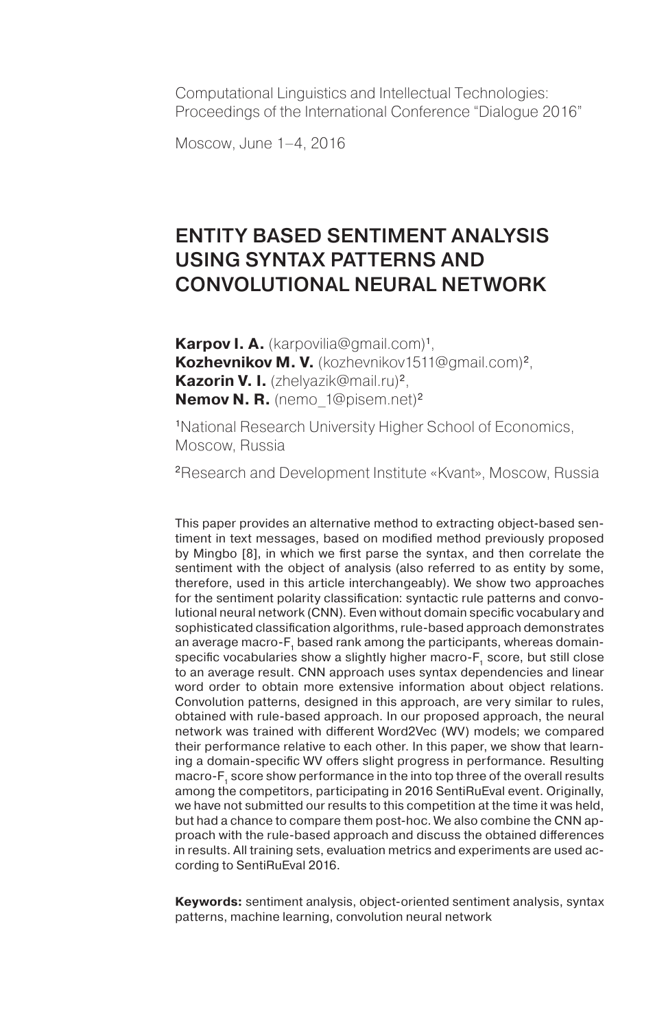Computational Linguistics and Intellectual Technologies: Proceedings of the International Conference "Dialogue 2016"

Moscow, June 1–4, 2016

# ENTITY BASED SENTIMENT ANALYSIS USING SYNTAX PATTERNS AND CONVOLUTIONAL NEURAL NETWORK

**Karpov I. A.** (karpovilia@gmail.com)[1],
**Kozhevnikov M. V.** (kozhevnikov1511@gmail.com)[2],
**Kazorin V. I.** (zhelyazik@mail.ru)[2],
**Nemov N. R.** (nemo_1@pisem.net)[2]

[1]National Research University Higher School of Economics, Moscow, Russia

[2]Research and Development Institute «Kvant», Moscow, Russia

This paper provides an alternative method to extracting object-based sentiment in text messages, based on modified method previously proposed by Mingbo [8], in which we first parse the syntax, and then correlate the sentiment with the object of analysis (also referred to as entity by some, therefore, used in this article interchangeably). We show two approaches for the sentiment polarity classification: syntactic rule patterns and convolutional neural network (CNN). Even without domain specific vocabulary and sophisticated classification algorithms, rule-based approach demonstrates an average macro-$F_1$ based rank among the participants, whereas domain-specific vocabularies show a slightly higher macro-$F_1$ score, but still close to an average result. CNN approach uses syntax dependencies and linear word order to obtain more extensive information about object relations. Convolution patterns, designed in this approach, are very similar to rules, obtained with rule-based approach. In our proposed approach, the neural network was trained with different Word2Vec (WV) models; we compared their performance relative to each other. In this paper, we show that learning a domain-specific WV offers slight progress in performance. Resulting macro-$F_1$ score show performance in the into top three of the overall results among the competitors, participating in 2016 SentiRuEval event. Originally, we have not submitted our results to this competition at the time it was held, but had a chance to compare them post-hoc. We also combine the CNN approach with the rule-based approach and discuss the obtained differences in results. All training sets, evaluation metrics and experiments are used according to SentiRuEval 2016.

**Keywords:** sentiment analysis, object-oriented sentiment analysis, syntax patterns, machine learning, convolution neural network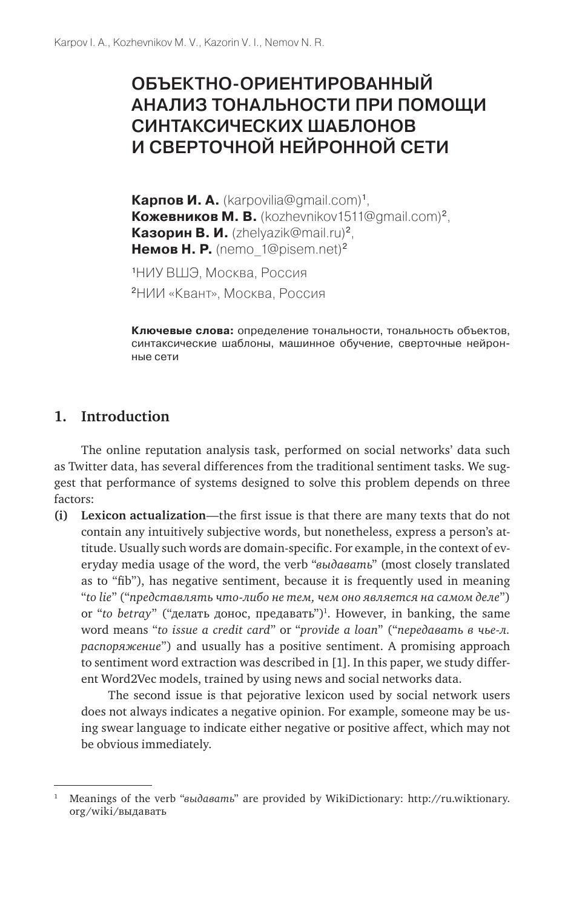# ОБЪЕКТНО-ОРИЕНТИРОВАННЫЙ АНАЛИЗ ТОНАЛЬНОСТИ ПРИ ПОМОЩИ СИНТАКСИЧЕСКИХ ШАБЛОНОВ И СВЕРТОЧНОЙ НЕЙРОННОЙ СЕТИ

**Карпов И. А.** (karpovilia@gmail.com)[1],
**Кожевников М. В.** (kozhevnikov1511@gmail.com)[2],
**Казорин В. И.** (zhelyazik@mail.ru)[2],
**Немов Н. Р.** (nemo_1@pisem.net)[2]

[1]НИУ ВШЭ, Москва, Россия

[2]НИИ «Квант», Москва, Россия

**Ключевые слова:** определение тональности, тональность объектов, синтаксические шаблоны, машинное обучение, сверточные нейронные сети

## 1. Introduction

The online reputation analysis task, performed on social networks' data such as Twitter data, has several differences from the traditional sentiment tasks. We suggest that performance of systems designed to solve this problem depends on three factors:

**(i) Lexicon actualization**—the first issue is that there are many texts that do not contain any intuitively subjective words, but nonetheless, express a person's attitude. Usually such words are domain-specific. For example, in the context of everyday media usage of the word, the verb "*выдавать*" (most closely translated as to "fib"), has negative sentiment, because it is frequently used in meaning "*to lie*" ("*представлять что-либо не тем, чем оно является на самом деле*") or "*to betray*" ("делать донос, предавать")[1]. However, in banking, the same word means "*to issue a credit card*" or "*provide a loan*" ("*передавать в чье-л. распоряжение*") and usually has a positive sentiment. A promising approach to sentiment word extraction was described in [1]. In this paper, we study different Word2Vec models, trained by using news and social networks data.

The second issue is that pejorative lexicon used by social network users does not always indicates a negative opinion. For example, someone may be using swear language to indicate either negative or positive affect, which may not be obvious immediately.

[1] Meanings of the verb "*выдавать*" are provided by WikiDictionary: http://ru.wiktionary.org/wiki/выдавать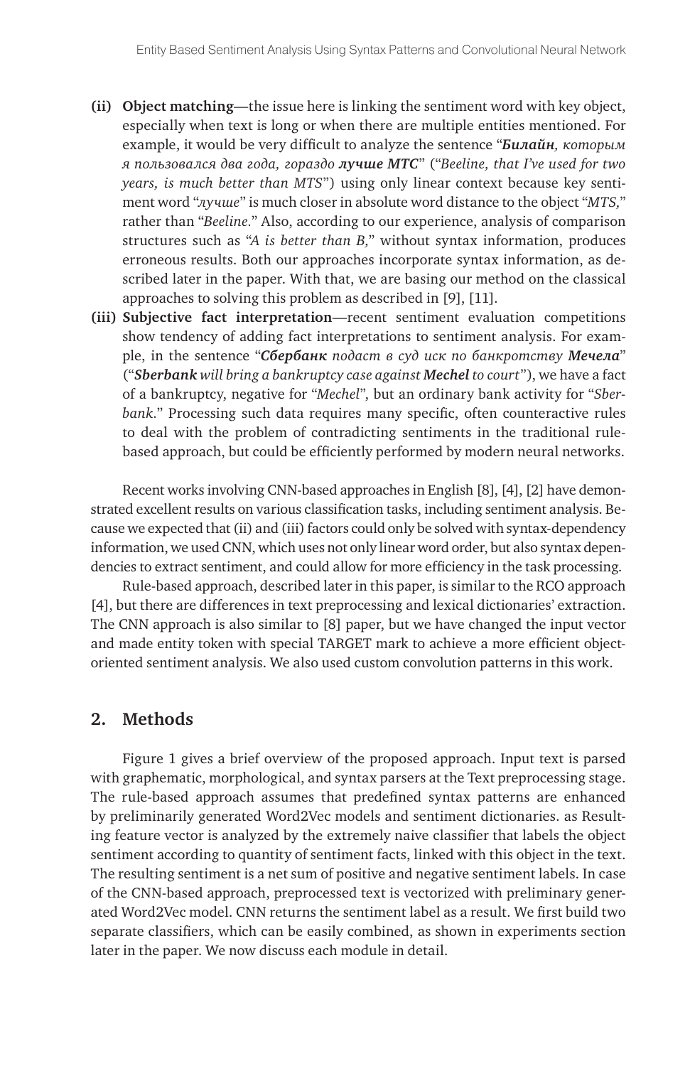**(ii) Object matching**—the issue here is linking the sentiment word with key object, especially when text is long or when there are multiple entities mentioned. For example, it would be very difficult to analyze the sentence "***Билайн****, которым я пользовался два года, гораздо* ***лучше МТС***" ("*Beeline, that I've used for two years, is much better than MTS*") using only linear context because key sentiment word "*лучше*" is much closer in absolute word distance to the object "*MTS,*" rather than "*Beeline*." Also, according to our experience, analysis of comparison structures such as "*A is better than B,*" without syntax information, produces erroneous results. Both our approaches incorporate syntax information, as described later in the paper. With that, we are basing our method on the classical approaches to solving this problem as described in [9], [11].

**(iii) Subjective fact interpretation**—recent sentiment evaluation competitions show tendency of adding fact interpretations to sentiment analysis. For example, in the sentence "***Сбербанк*** *подаст в суд иск по банкротству* ***Мечела***" ("***Sberbank*** *will bring a bankruptcy case against* ***Mechel*** *to court*"), we have a fact of a bankruptcy, negative for "*Mechel*", but an ordinary bank activity for "*Sberbank*." Processing such data requires many specific, often counteractive rules to deal with the problem of contradicting sentiments in the traditional rule-based approach, but could be efficiently performed by modern neural networks.

Recent works involving CNN-based approaches in English [8], [4], [2] have demonstrated excellent results on various classification tasks, including sentiment analysis. Because we expected that (ii) and (iii) factors could only be solved with syntax-dependency information, we used CNN, which uses not only linear word order, but also syntax dependencies to extract sentiment, and could allow for more efficiency in the task processing.

Rule-based approach, described later in this paper, is similar to the RCO approach [4], but there are differences in text preprocessing and lexical dictionaries' extraction. The CNN approach is also similar to [8] paper, but we have changed the input vector and made entity token with special TARGET mark to achieve a more efficient object-oriented sentiment analysis. We also used custom convolution patterns in this work.

## 2. Methods

Figure 1 gives a brief overview of the proposed approach. Input text is parsed with graphematic, morphological, and syntax parsers at the Text preprocessing stage. The rule-based approach assumes that predefined syntax patterns are enhanced by preliminarily generated Word2Vec models and sentiment dictionaries. as Resulting feature vector is analyzed by the extremely naive classifier that labels the object sentiment according to quantity of sentiment facts, linked with this object in the text. The resulting sentiment is a net sum of positive and negative sentiment labels. In case of the CNN-based approach, preprocessed text is vectorized with preliminary generated Word2Vec model. CNN returns the sentiment label as a result. We first build two separate classifiers, which can be easily combined, as shown in experiments section later in the paper. We now discuss each module in detail.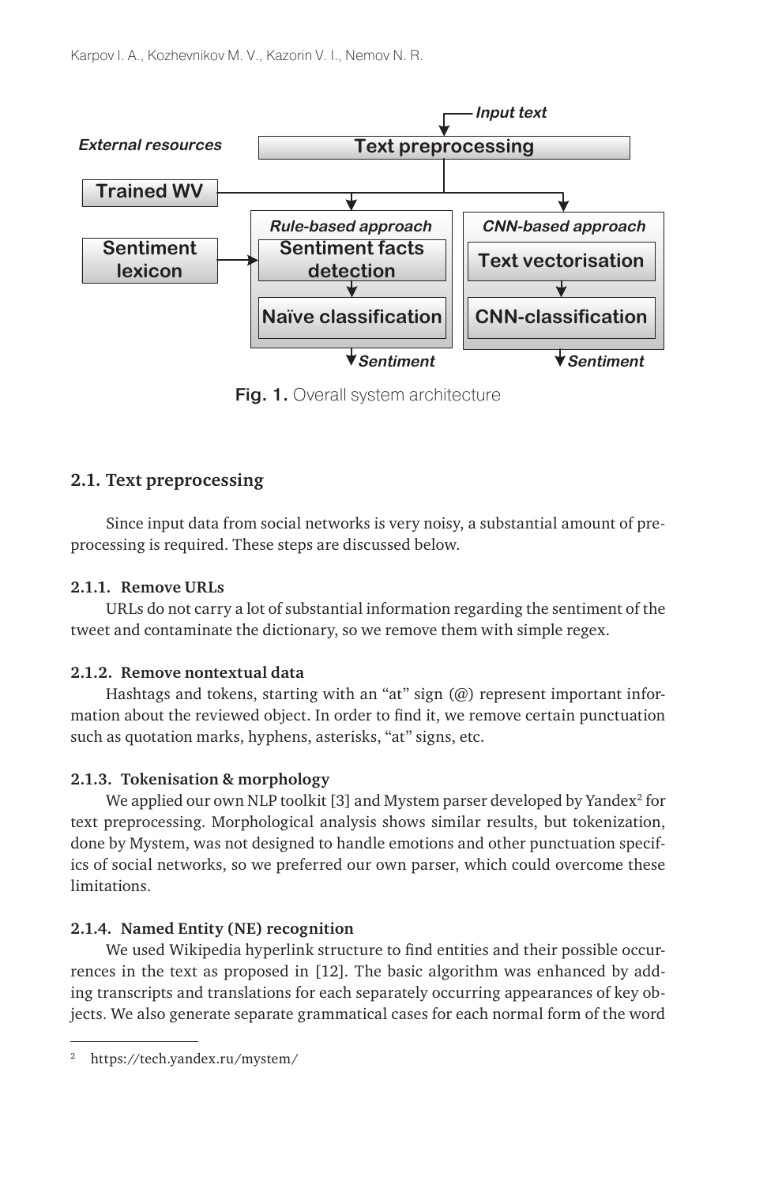Input text

External resources

Text preprocessing

Trained WV

Rule-based approach

CNN-based approach

Sentiment lexicon

Sentiment facts detection

Text vectorisation

Naïve classification

CNN-classification

Sentiment

Sentiment

**Fig. 1.** Overall system architecture

### 2.1. Text preprocessing

Since input data from social networks is very noisy, a substantial amount of preprocessing is required. These steps are discussed below.

#### 2.1.1. Remove URLs

URLs do not carry a lot of substantial information regarding the sentiment of the tweet and contaminate the dictionary, so we remove them with simple regex.

#### 2.1.2. Remove nontextual data

Hashtags and tokens, starting with an "at" sign (@) represent important information about the reviewed object. In order to find it, we remove certain punctuation such as quotation marks, hyphens, asterisks, "at" signs, etc.

#### 2.1.3. Tokenisation & morphology

We applied our own NLP toolkit [3] and Mystem parser developed by Yandex[2] for text preprocessing. Morphological analysis shows similar results, but tokenization, done by Mystem, was not designed to handle emotions and other punctuation specifics of social networks, so we preferred our own parser, which could overcome these limitations.

#### 2.1.4. Named Entity (NE) recognition

We used Wikipedia hyperlink structure to find entities and their possible occurrences in the text as proposed in [12]. The basic algorithm was enhanced by adding transcripts and translations for each separately occurring appearances of key objects. We also generate separate grammatical cases for each normal form of the word

[2] https://tech.yandex.ru/mystem/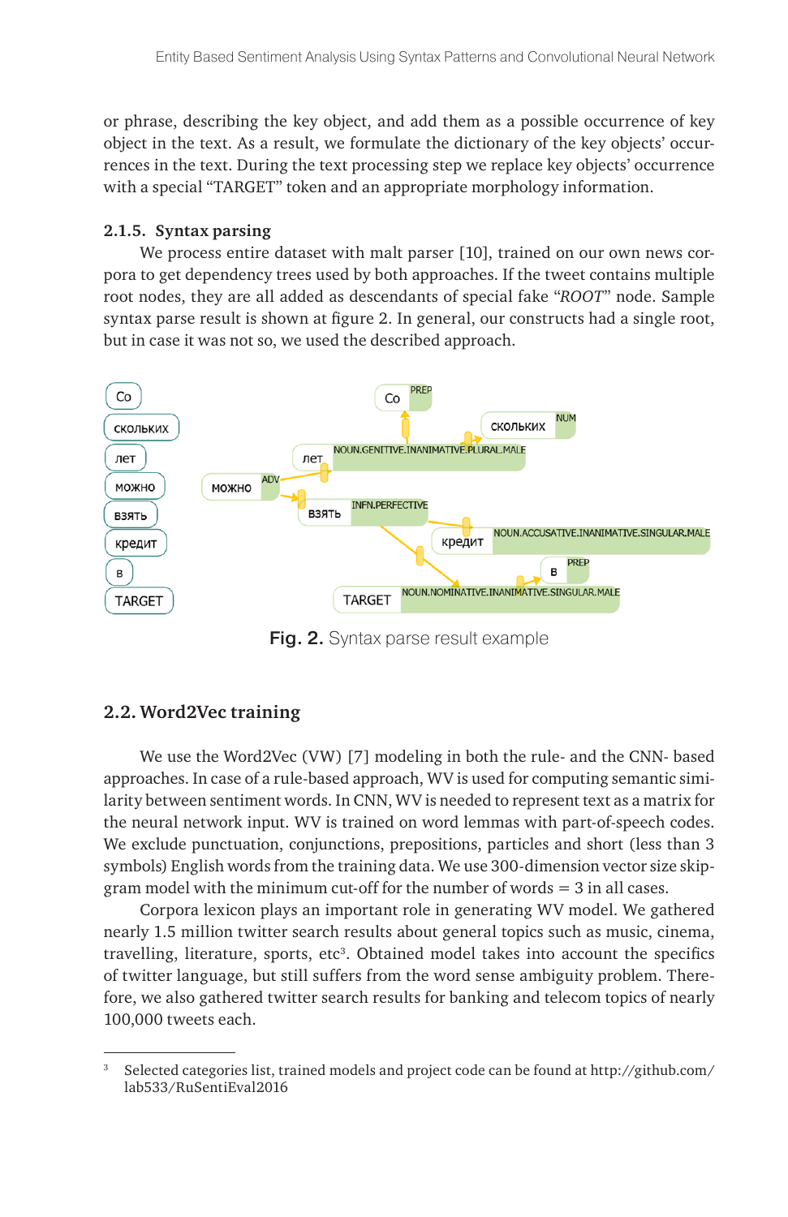or phrase, describing the key object, and add them as a possible occurrence of key object in the text. As a result, we formulate the dictionary of the key objects' occurrences in the text. During the text processing step we replace key objects' occurrence with a special "TARGET" token and an appropriate morphology information.

### 2.1.5. Syntax parsing

We process entire dataset with malt parser [10], trained on our own news corpora to get dependency trees used by both approaches. If the tweet contains multiple root nodes, they are all added as descendants of special fake "*ROOT*" node. Sample syntax parse result is shown at figure 2. In general, our constructs had a single root, but in case it was not so, we used the described approach.

Со
скольких
лет
можно
взять
кредит
в
TARGET

Со PREP
скольких NUM
лет NOUN.GENITIVE.INANIMATIVE.PLURAL.MALE
можно ADV
взять INFN.PERFECTIVE
кредит NOUN.ACCUSATIVE.INANIMATIVE.SINGULAR.MALE
в PREP
TARGET NOUN.NOMINATIVE.INANIMATIVE.SINGULAR.MALE

**Fig. 2.** Syntax parse result example

## 2.2. Word2Vec training

We use the Word2Vec (VW) [7] modeling in both the rule- and the CNN- based approaches. In case of a rule-based approach, WV is used for computing semantic similarity between sentiment words. In CNN, WV is needed to represent text as a matrix for the neural network input. WV is trained on word lemmas with part-of-speech codes. We exclude punctuation, conjunctions, prepositions, particles and short (less than 3 symbols) English words from the training data. We use 300-dimension vector size skip-gram model with the minimum cut-off for the number of words = 3 in all cases.

Corpora lexicon plays an important role in generating WV model. We gathered nearly 1.5 million twitter search results about general topics such as music, cinema, travelling, literature, sports, etc[3]. Obtained model takes into account the specifics of twitter language, but still suffers from the word sense ambiguity problem. Therefore, we also gathered twitter search results for banking and telecom topics of nearly 100,000 tweets each.

---

[3] Selected categories list, trained models and project code can be found at http://github.com/lab533/RuSentiEval2016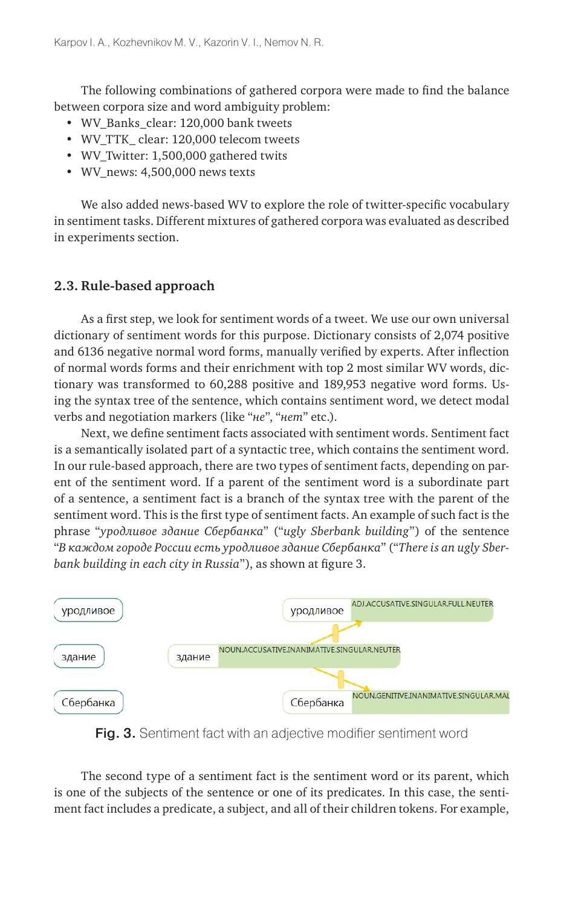The following combinations of gathered corpora were made to find the balance between corpora size and word ambiguity problem:

- WV_Banks_clear: 120,000 bank tweets
- WV_TTK_ clear: 120,000 telecom tweets
- WV_Twitter: 1,500,000 gathered twits
- WV_news: 4,500,000 news texts

We also added news-based WV to explore the role of twitter-specific vocabulary in sentiment tasks. Different mixtures of gathered corpora was evaluated as described in experiments section.

### 2.3. Rule-based approach

As a first step, we look for sentiment words of a tweet. We use our own universal dictionary of sentiment words for this purpose. Dictionary consists of 2,074 positive and 6136 negative normal word forms, manually verified by experts. After inflection of normal words forms and their enrichment with top 2 most similar WV words, dictionary was transformed to 60,288 positive and 189,953 negative word forms. Using the syntax tree of the sentence, which contains sentiment word, we detect modal verbs and negotiation markers (like "*не*", "*нет*" etc.).

Next, we define sentiment facts associated with sentiment words. Sentiment fact is a semantically isolated part of a syntactic tree, which contains the sentiment word. In our rule-based approach, there are two types of sentiment facts, depending on parent of the sentiment word. If a parent of the sentiment word is a subordinate part of a sentence, a sentiment fact is a branch of the syntax tree with the parent of the sentiment word. This is the first type of sentiment facts. An example of such fact is the phrase "*уродливое здание Сбербанка*" ("*ugly Sberbank building*") of the sentence "*В каждом городе России есть уродливое здание Сбербанка*" ("*There is an ugly Sberbank building in each city in Russia*"), as shown at figure 3.

уродливое

здание

Сбербанка

уродливое ADJ.ACCUSATIVE.SINGULAR.FULL.NEUTER

здание NOUN.ACCUSATIVE.INANIMATIVE.SINGULAR.NEUTER

Сбербанка NOUN.GENITIVE.INANIMATIVE.SINGULAR.MAL

**Fig. 3.** Sentiment fact with an adjective modifier sentiment word

The second type of a sentiment fact is the sentiment word or its parent, which is one of the subjects of the sentence or one of its predicates. In this case, the sentiment fact includes a predicate, a subject, and all of their children tokens. For example,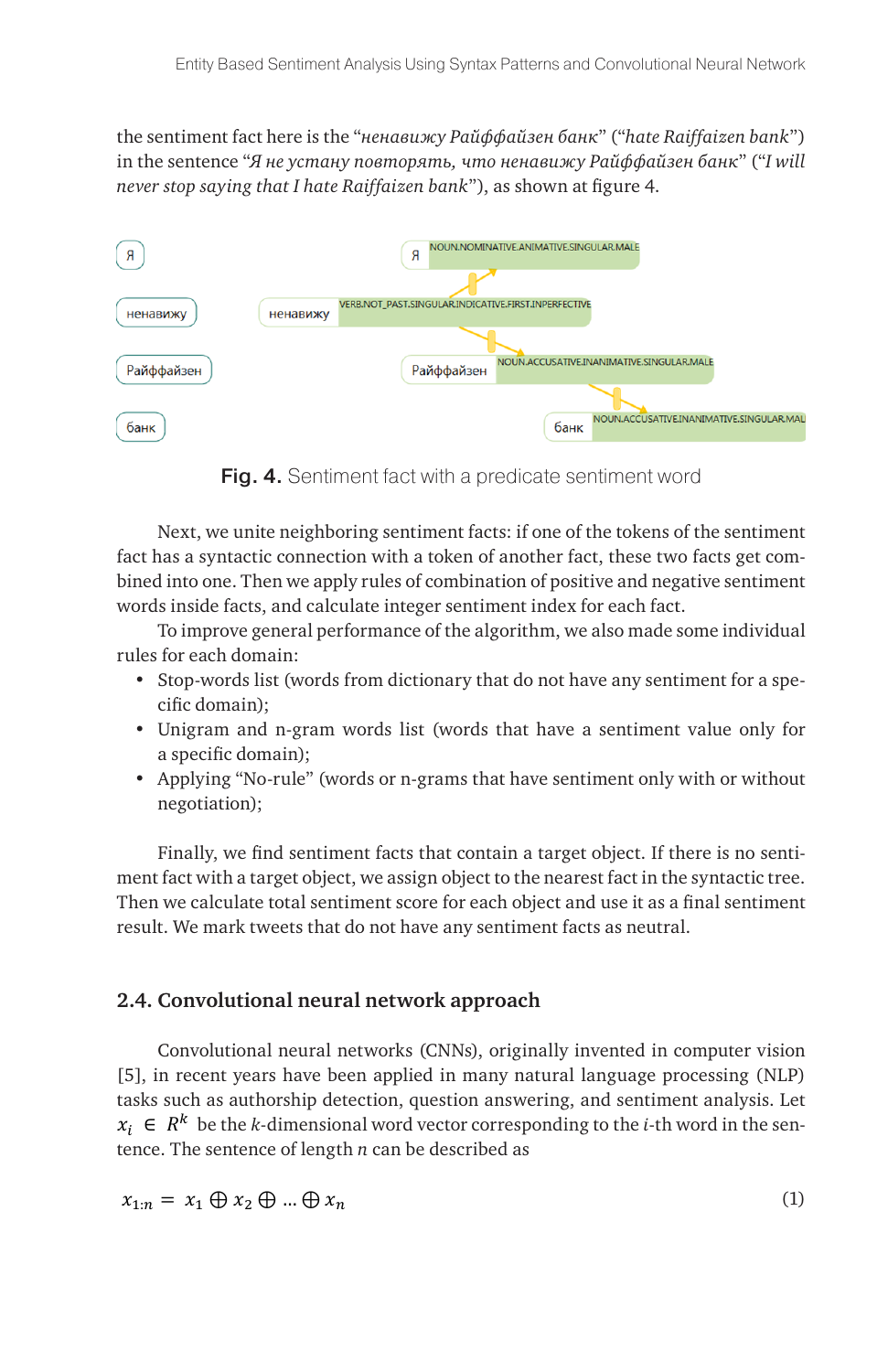the sentiment fact here is the "*ненавижу Райффайзен банк*" ("*hate Raiffaizen bank*") in the sentence "*Я не устану повторять, что ненавижу Райффайзен банк*" ("*I will never stop saying that I hate Raiffaizen bank*"), as shown at figure 4.

я

ненавижу

Райффайзен

банк

я NOUN.NOMINATIVE.ANIMATIVE.SINGULAR.MALE

ненавижу VERB.NOT_PAST.SINGULAR.INDICATIVE.FIRST.INPERFECTIVE

Райффайзен NOUN.ACCUSATIVE.INANIMATIVE.SINGULAR.MALE

банк NOUN.ACCUSATIVE.INANIMATIVE.SINGULAR.MAL

**Fig. 4.** Sentiment fact with a predicate sentiment word

Next, we unite neighboring sentiment facts: if one of the tokens of the sentiment fact has a syntactic connection with a token of another fact, these two facts get combined into one. Then we apply rules of combination of positive and negative sentiment words inside facts, and calculate integer sentiment index for each fact.

To improve general performance of the algorithm, we also made some individual rules for each domain:

- Stop-words list (words from dictionary that do not have any sentiment for a specific domain);
- Unigram and n-gram words list (words that have a sentiment value only for a specific domain);
- Applying "No-rule" (words or n-grams that have sentiment only with or without negotiation);

Finally, we find sentiment facts that contain a target object. If there is no sentiment fact with a target object, we assign object to the nearest fact in the syntactic tree. Then we calculate total sentiment score for each object and use it as a final sentiment result. We mark tweets that do not have any sentiment facts as neutral.

### 2.4. Convolutional neural network approach

Convolutional neural networks (CNNs), originally invented in computer vision [5], in recent years have been applied in many natural language processing (NLP) tasks such as authorship detection, question answering, and sentiment analysis. Let $x_i \in R^k$ be the $k$-dimensional word vector corresponding to the $i$-th word in the sentence. The sentence of length $n$ can be described as

$$x_{1:n} = x_1 \oplus x_2 \oplus \ldots \oplus x_n \qquad (1)$$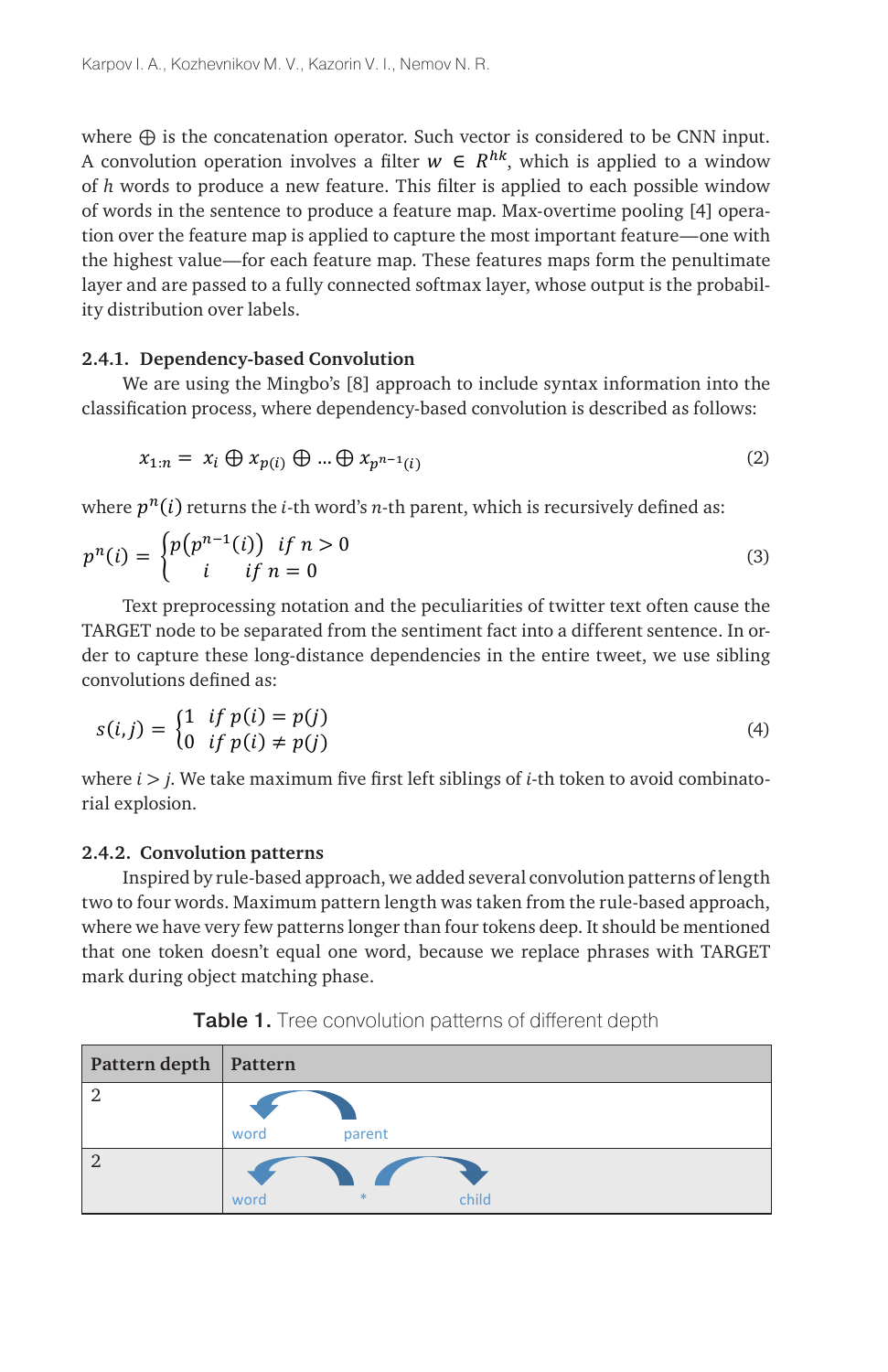where $\oplus$ is the concatenation operator. Such vector is considered to be CNN input. A convolution operation involves a filter $w \in R^{hk}$, which is applied to a window of $h$ words to produce a new feature. This filter is applied to each possible window of words in the sentence to produce a feature map. Max-overtime pooling [4] operation over the feature map is applied to capture the most important feature—one with the highest value—for each feature map. These features maps form the penultimate layer and are passed to a fully connected softmax layer, whose output is the probability distribution over labels.

### 2.4.1. Dependency-based Convolution

We are using the Mingbo's [8] approach to include syntax information into the classification process, where dependency-based convolution is described as follows:

$$x_{1:n} = x_i \oplus x_{p(i)} \oplus \ldots \oplus x_{p^{n-1}(i)} \tag{2}$$

where $p^n(i)$ returns the $i$-th word's $n$-th parent, which is recursively defined as:

$$p^n(i) = \begin{cases} p\left(p^{n-1}(i)\right) & if\ n > 0 \\ i & if\ n = 0 \end{cases} \tag{3}$$

Text preprocessing notation and the peculiarities of twitter text often cause the TARGET node to be separated from the sentiment fact into a different sentence. In order to capture these long-distance dependencies in the entire tweet, we use sibling convolutions defined as:

$$s(i,j) = \begin{cases} 1 & if\ p(i) = p(j) \\ 0 & if\ p(i) \neq p(j) \end{cases} \tag{4}$$

where $i > j$. We take maximum five first left siblings of $i$-th token to avoid combinatorial explosion.

### 2.4.2. Convolution patterns

Inspired by rule-based approach, we added several convolution patterns of length two to four words. Maximum pattern length was taken from the rule-based approach, where we have very few patterns longer than four tokens deep. It should be mentioned that one token doesn't equal one word, because we replace phrases with TARGET mark during object matching phase.

**Table 1.** Tree convolution patterns of different depth

| Pattern depth | Pattern |
|---|---|
| 2 | word parent |
| 2 | word * child |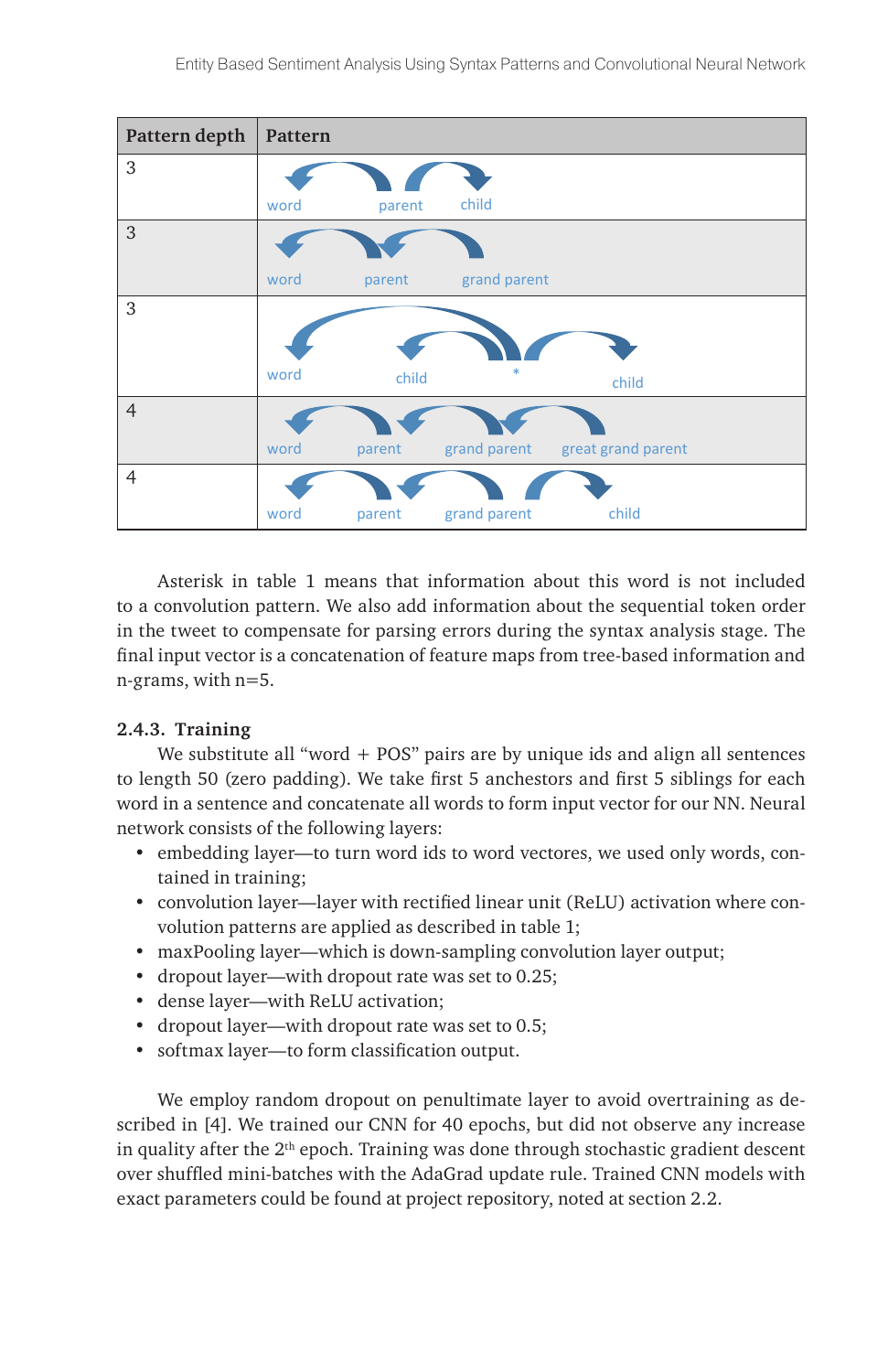| Pattern depth | Pattern |
|---|---|
| 3 | word parent child |
| 3 | word parent grand parent |
| 3 | word child * child |
| 4 | word parent grand parent great grand parent |
| 4 | word parent grand parent child |

Asterisk in table 1 means that information about this word is not included to a convolution pattern. We also add information about the sequential token order in the tweet to compensate for parsing errors during the syntax analysis stage. The final input vector is a concatenation of feature maps from tree-based information and n-grams, with n=5.

### 2.4.3. Training

We substitute all "word + POS" pairs are by unique ids and align all sentences to length 50 (zero padding). We take first 5 anchestors and first 5 siblings for each word in a sentence and concatenate all words to form input vector for our NN. Neural network consists of the following layers:

- embedding layer—to turn word ids to word vectores, we used only words, contained in training;
- convolution layer—layer with rectified linear unit (ReLU) activation where convolution patterns are applied as described in table 1;
- maxPooling layer—which is down-sampling convolution layer output;
- dropout layer—with dropout rate was set to 0.25;
- dense layer—with ReLU activation;
- dropout layer—with dropout rate was set to 0.5;
- softmax layer—to form classification output.

We employ random dropout on penultimate layer to avoid overtraining as described in [4]. We trained our CNN for 40 epochs, but did not observe any increase in quality after the 2th epoch. Training was done through stochastic gradient descent over shuffled mini-batches with the AdaGrad update rule. Trained CNN models with exact parameters could be found at project repository, noted at section 2.2.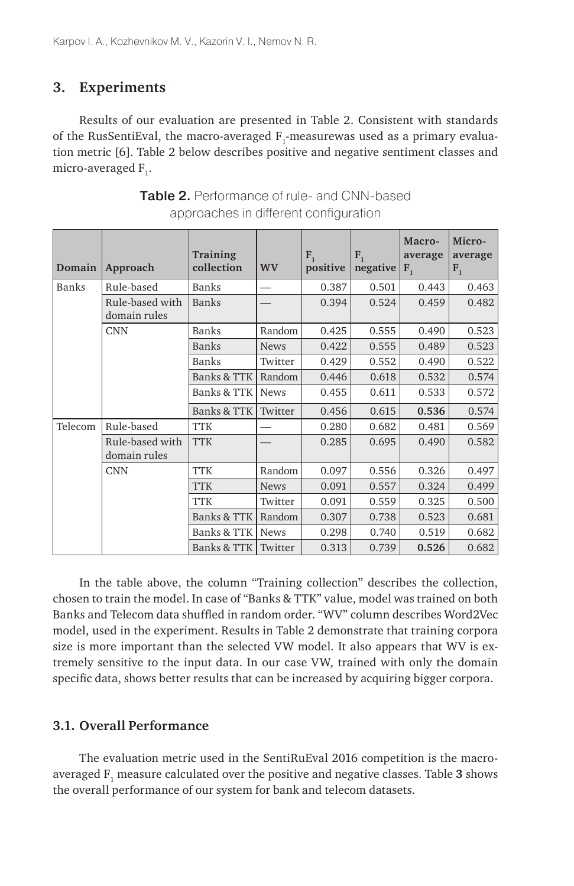## 3. Experiments

Results of our evaluation are presented in Table 2. Consistent with standards of the RusSentiEval, the macro-averaged $F_1$-measurewas used as a primary evaluation metric [6]. Table 2 below describes positive and negative sentiment classes and micro-averaged $F_1$.

**Table 2.** Performance of rule- and CNN-based approaches in different configuration

| Domain | Approach | Training collection | WV | $F_1$ positive | $F_1$ negative | Macro-average $F_1$ | Micro-average $F_1$ |
|---|---|---|---|---|---|---|---|
| Banks | Rule-based | Banks | — | 0.387 | 0.501 | 0.443 | 0.463 |
| | Rule-based with domain rules | Banks | — | 0.394 | 0.524 | 0.459 | 0.482 |
| | CNN | Banks | Random | 0.425 | 0.555 | 0.490 | 0.523 |
| | | Banks | News | 0.422 | 0.555 | 0.489 | 0.523 |
| | | Banks | Twitter | 0.429 | 0.552 | 0.490 | 0.522 |
| | | Banks & TTK | Random | 0.446 | 0.618 | 0.532 | 0.574 |
| | | Banks & TTK | News | 0.455 | 0.611 | 0.533 | 0.572 |
| | | Banks & TTK | Twitter | 0.456 | 0.615 | **0.536** | 0.574 |
| Telecom | Rule-based | TTK | — | 0.280 | 0.682 | 0.481 | 0.569 |
| | Rule-based with domain rules | TTK | — | 0.285 | 0.695 | 0.490 | 0.582 |
| | CNN | TTK | Random | 0.097 | 0.556 | 0.326 | 0.497 |
| | | TTK | News | 0.091 | 0.557 | 0.324 | 0.499 |
| | | TTK | Twitter | 0.091 | 0.559 | 0.325 | 0.500 |
| | | Banks & TTK | Random | 0.307 | 0.738 | 0.523 | 0.681 |
| | | Banks & TTK | News | 0.298 | 0.740 | 0.519 | 0.682 |
| | | Banks & TTK | Twitter | 0.313 | 0.739 | **0.526** | 0.682 |

In the table above, the column "Training collection" describes the collection, chosen to train the model. In case of "Banks & TTK" value, model was trained on both Banks and Telecom data shuffled in random order. "WV" column describes Word2Vec model, used in the experiment. Results in Table 2 demonstrate that training corpora size is more important than the selected VW model. It also appears that WV is extremely sensitive to the input data. In our case VW, trained with only the domain specific data, shows better results that can be increased by acquiring bigger corpora.

### 3.1. Overall Performance

The evaluation metric used in the SentiRuEval 2016 competition is the macro-averaged $F_1$ measure calculated over the positive and negative classes. Table **3** shows the overall performance of our system for bank and telecom datasets.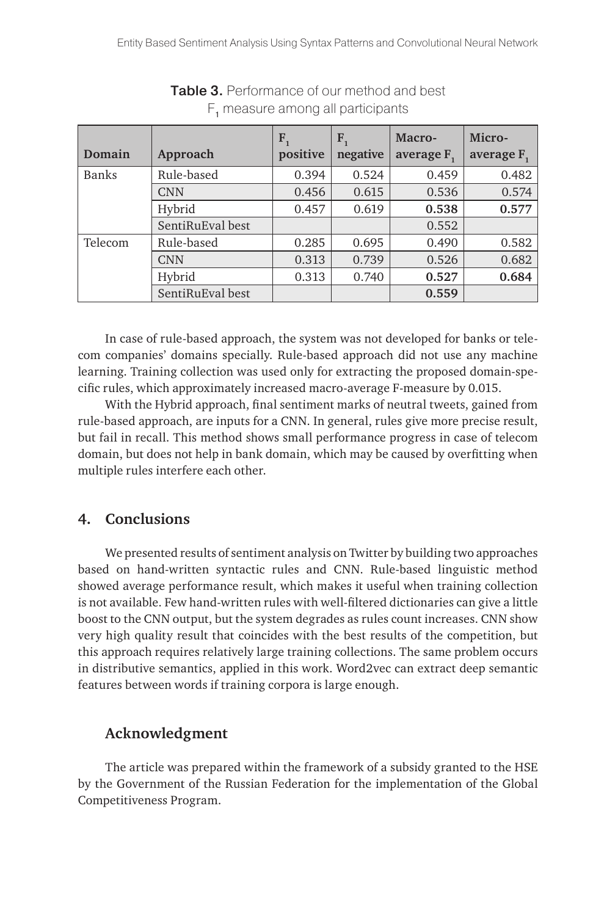**Table 3.** Performance of our method and best $F_1$ measure among all participants

| Domain | Approach | $F_1$ positive | $F_1$ negative | Macro-average $F_1$ | Micro-average $F_1$ |
|---|---|---|---|---|---|
| Banks | Rule-based | 0.394 | 0.524 | 0.459 | 0.482 |
| | CNN | 0.456 | 0.615 | 0.536 | 0.574 |
| | Hybrid | 0.457 | 0.619 | **0.538** | **0.577** |
| | SentiRuEval best | | | 0.552 | |
| Telecom | Rule-based | 0.285 | 0.695 | 0.490 | 0.582 |
| | CNN | 0.313 | 0.739 | 0.526 | 0.682 |
| | Hybrid | 0.313 | 0.740 | **0.527** | **0.684** |
| | SentiRuEval best | | | **0.559** | |

In case of rule-based approach, the system was not developed for banks or telecom companies' domains specially. Rule-based approach did not use any machine learning. Training collection was used only for extracting the proposed domain-specific rules, which approximately increased macro-average F-measure by 0.015.

With the Hybrid approach, final sentiment marks of neutral tweets, gained from rule-based approach, are inputs for a CNN. In general, rules give more precise result, but fail in recall. This method shows small performance progress in case of telecom domain, but does not help in bank domain, which may be caused by overfitting when multiple rules interfere each other.

## 4. Conclusions

We presented results of sentiment analysis on Twitter by building two approaches based on hand-written syntactic rules and CNN. Rule-based linguistic method showed average performance result, which makes it useful when training collection is not available. Few hand-written rules with well-filtered dictionaries can give a little boost to the CNN output, but the system degrades as rules count increases. CNN show very high quality result that coincides with the best results of the competition, but this approach requires relatively large training collections. The same problem occurs in distributive semantics, applied in this work. Word2vec can extract deep semantic features between words if training corpora is large enough.

## Acknowledgment

The article was prepared within the framework of a subsidy granted to the HSE by the Government of the Russian Federation for the implementation of the Global Competitiveness Program.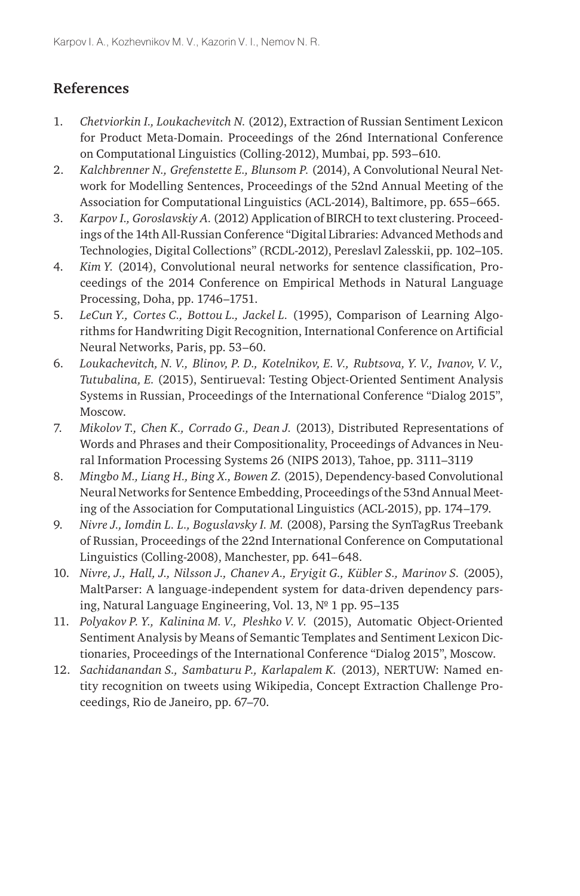## References

1. *Chetviorkin I., Loukachevitch N.* (2012), Extraction of Russian Sentiment Lexicon for Product Meta-Domain. Proceedings of the 26nd International Conference on Computational Linguistics (Colling-2012), Mumbai, pp. 593–610.
2. *Kalchbrenner N., Grefenstette E., Blunsom P.* (2014), A Convolutional Neural Network for Modelling Sentences, Proceedings of the 52nd Annual Meeting of the Association for Computational Linguistics (ACL-2014), Baltimore, pp. 655–665.
3. *Karpov I., Goroslavskiy A.* (2012) Application of BIRCH to text clustering. Proceedings of the 14th All-Russian Conference "Digital Libraries: Advanced Methods and Technologies, Digital Collections" (RCDL-2012), Pereslavl Zalesskii, pp. 102–105.
4. *Kim Y.* (2014), Convolutional neural networks for sentence classification, Proceedings of the 2014 Conference on Empirical Methods in Natural Language Processing, Doha, pp. 1746–1751.
5. *LeCun Y., Cortes C., Bottou L., Jackel L.* (1995), Comparison of Learning Algorithms for Handwriting Digit Recognition, International Conference on Artificial Neural Networks, Paris, pp. 53–60.
6. *Loukachevitch, N. V., Blinov, P. D., Kotelnikov, E. V., Rubtsova, Y. V., Ivanov, V. V., Tutubalina, E.* (2015), Sentirueval: Testing Object-Oriented Sentiment Analysis Systems in Russian, Proceedings of the International Conference "Dialog 2015", Moscow.
7. *Mikolov T., Chen K., Corrado G., Dean J.* (2013), Distributed Representations of Words and Phrases and their Compositionality, Proceedings of Advances in Neural Information Processing Systems 26 (NIPS 2013), Tahoe, pp. 3111–3119
8. *Mingbo M., Liang H., Bing X., Bowen Z.* (2015), Dependency-based Convolutional Neural Networks for Sentence Embedding, Proceedings of the 53nd Annual Meeting of the Association for Computational Linguistics (ACL-2015), pp. 174–179.
9. *Nivre J., Iomdin L. L., Boguslavsky I. M.* (2008), Parsing the SynTagRus Treebank of Russian, Proceedings of the 22nd International Conference on Computational Linguistics (Colling-2008), Manchester, pp. 641–648.
10. *Nivre, J., Hall, J., Nilsson J., Chanev A., Eryigit G., Kübler S., Marinov S.* (2005), MaltParser: A language-independent system for data-driven dependency parsing, Natural Language Engineering, Vol. 13, № 1 pp. 95–135
11. *Polyakov P. Y., Kalinina M. V., Pleshko V. V.* (2015), Automatic Object-Oriented Sentiment Analysis by Means of Semantic Templates and Sentiment Lexicon Dictionaries, Proceedings of the International Conference "Dialog 2015", Moscow.
12. *Sachidanandan S., Sambaturu P., Karlapalem K.* (2013), NERTUW: Named entity recognition on tweets using Wikipedia, Concept Extraction Challenge Proceedings, Rio de Janeiro, pp. 67–70.